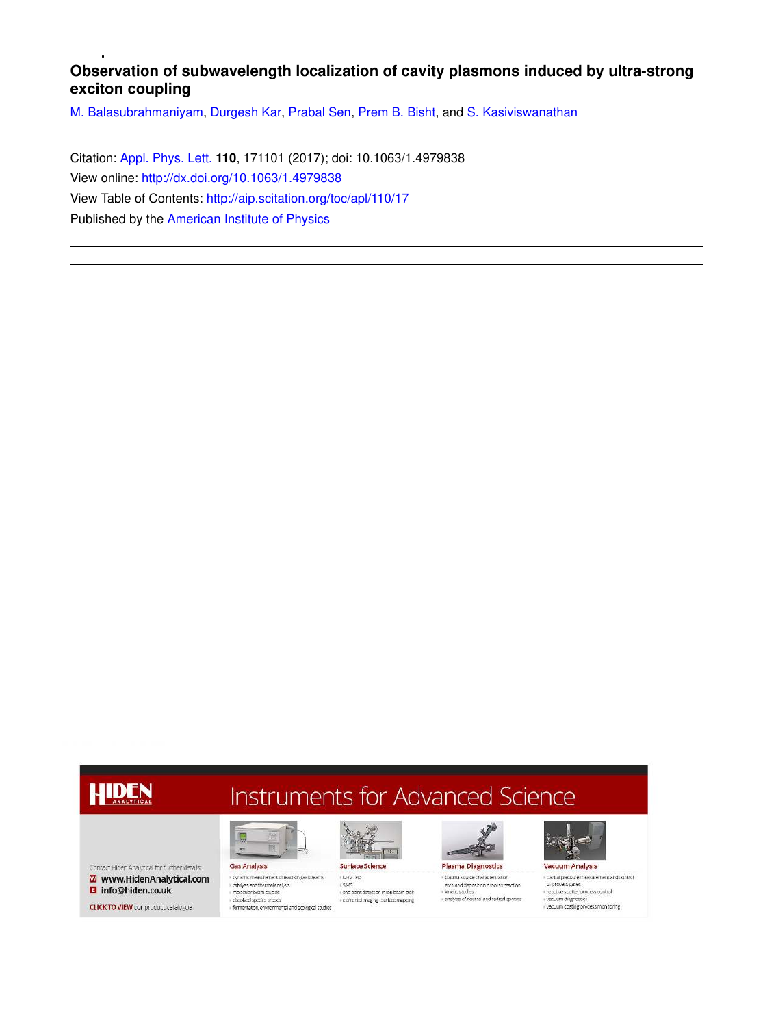# Observation of subwavelength localization of cavity plasmons induced by ultra-strong exciton coupling

M. Balasubrahmaniyam, Durgesh Kar, Prabal Sen, Prem B. Bisht, and S. Kasiviswanathan

Citation: Appl. Phys. Lett. **110**, 171101 (2017); doi: 10.1063/1.4979838

View online: http://dx.doi.org/10.1063/1.4979838

View Table of Contents: http://aip.scitation.org/toc/apl/110/17

Published by the American Institute of Physics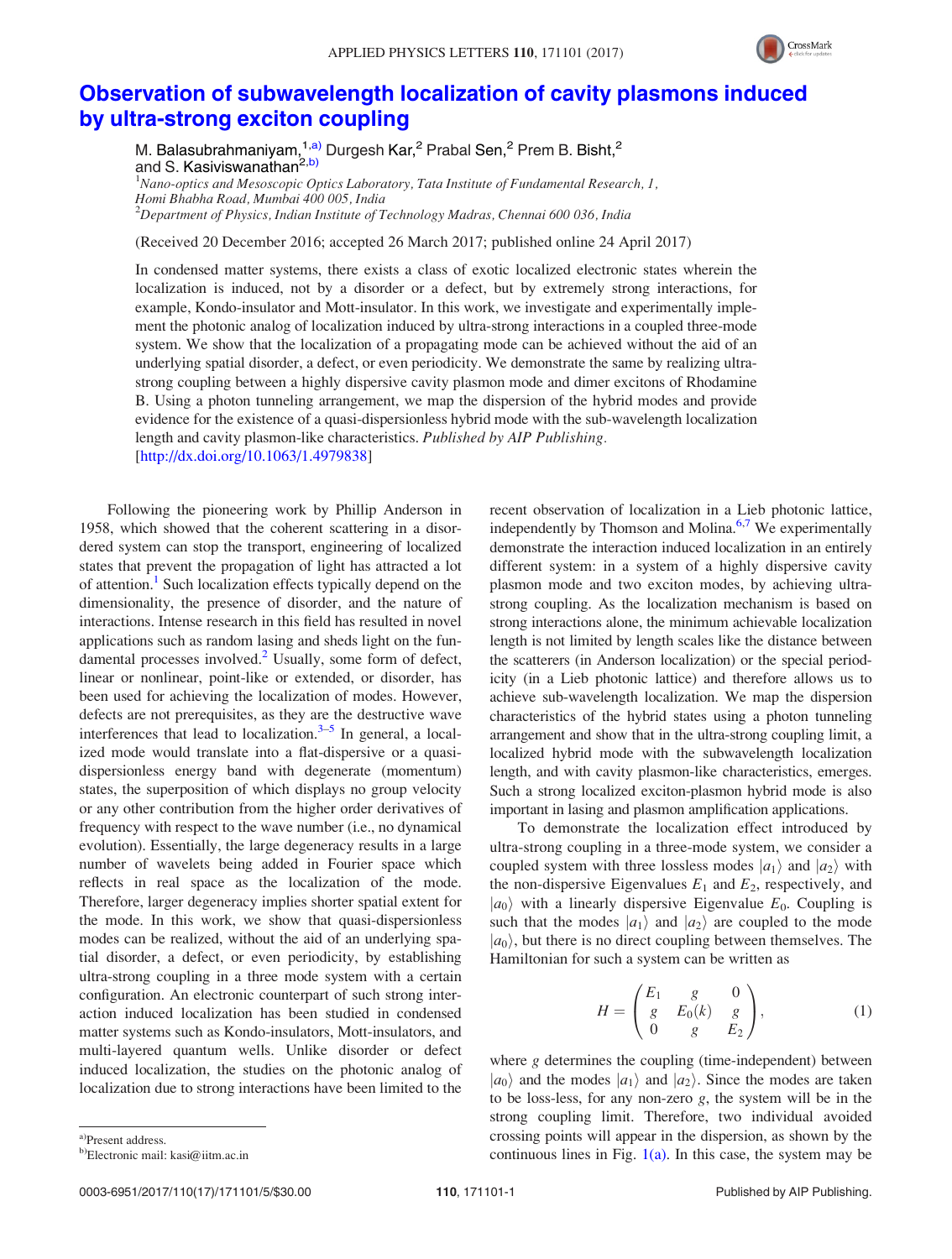# Observation of subwavelength localization of cavity plasmons induced by ultra-strong exciton coupling

M. Balasubrahmaniyam,[1,a)] Durgesh Kar,[2] Prabal Sen,[2] Prem B. Bisht,[2] and S. Kasiviswanathan[2,b)]

[1]*Nano-optics and Mesoscopic Optics Laboratory, Tata Institute of Fundamental Research, 1, Homi Bhabha Road, Mumbai 400 005, India*

[2]*Department of Physics, Indian Institute of Technology Madras, Chennai 600 036, India*

(Received 20 December 2016; accepted 26 March 2017; published online 24 April 2017)

In condensed matter systems, there exists a class of exotic localized electronic states wherein the localization is induced, not by a disorder or a defect, but by extremely strong interactions, for example, Kondo-insulator and Mott-insulator. In this work, we investigate and experimentally implement the photonic analog of localization induced by ultra-strong interactions in a coupled three-mode system. We show that the localization of a propagating mode can be achieved without the aid of an underlying spatial disorder, a defect, or even periodicity. We demonstrate the same by realizing ultra-strong coupling between a highly dispersive cavity plasmon mode and dimer excitons of Rhodamine B. Using a photon tunneling arrangement, we map the dispersion of the hybrid modes and provide evidence for the existence of a quasi-dispersionless hybrid mode with the sub-wavelength localization length and cavity plasmon-like characteristics. *Published by AIP Publishing.* [http://dx.doi.org/10.1063/1.4979838]

Following the pioneering work by Phillip Anderson in 1958, which showed that the coherent scattering in a disordered system can stop the transport, engineering of localized states that prevent the propagation of light has attracted a lot of attention.[1] Such localization effects typically depend on the dimensionality, the presence of disorder, and the nature of interactions. Intense research in this field has resulted in novel applications such as random lasing and sheds light on the fundamental processes involved.[2] Usually, some form of defect, linear or nonlinear, point-like or extended, or disorder, has been used for achieving the localization of modes. However, defects are not prerequisites, as they are the destructive wave interferences that lead to localization.[3–5] In general, a localized mode would translate into a flat-dispersive or a quasi-dispersionless energy band with degenerate (momentum) states, the superposition of which displays no group velocity or any other contribution from the higher order derivatives of frequency with respect to the wave number (i.e., no dynamical evolution). Essentially, the large degeneracy results in a large number of wavelets being added in Fourier space which reflects in real space as the localization of the mode. Therefore, larger degeneracy implies shorter spatial extent for the mode. In this work, we show that quasi-dispersionless modes can be realized, without the aid of an underlying spatial disorder, a defect, or even periodicity, by establishing ultra-strong coupling in a three mode system with a certain configuration. An electronic counterpart of such strong interaction induced localization has been studied in condensed matter systems such as Kondo-insulators, Mott-insulators, and multi-layered quantum wells. Unlike disorder or defect induced localization, the studies on the photonic analog of localization due to strong interactions have been limited to the recent observation of localization in a Lieb photonic lattice, independently by Thomson and Molina.[6,7] We experimentally demonstrate the interaction induced localization in an entirely different system: in a system of a highly dispersive cavity plasmon mode and two exciton modes, by achieving ultra-strong coupling. As the localization mechanism is based on strong interactions alone, the minimum achievable localization length is not limited by length scales like the distance between the scatterers (in Anderson localization) or the special periodicity (in a Lieb photonic lattice) and therefore allows us to achieve sub-wavelength localization. We map the dispersion characteristics of the hybrid states using a photon tunneling arrangement and show that in the ultra-strong coupling limit, a localized hybrid mode with the subwavelength localization length, and with cavity plasmon-like characteristics, emerges. Such a strong localized exciton-plasmon hybrid mode is also important in lasing and plasmon amplification applications.

To demonstrate the localization effect introduced by ultra-strong coupling in a three-mode system, we consider a coupled system with three lossless modes $|a_1\rangle$ and $|a_2\rangle$ with the non-dispersive Eigenvalues $E_1$ and $E_2$, respectively, and $|a_0\rangle$ with a linearly dispersive Eigenvalue $E_0$. Coupling is such that the modes $|a_1\rangle$ and $|a_2\rangle$ are coupled to the mode $|a_0\rangle$, but there is no direct coupling between themselves. The Hamiltonian for such a system can be written as

$$H = \begin{pmatrix} E_1 & g & 0 \\ g & E_0(k) & g \\ 0 & g & E_2 \end{pmatrix}, \tag{1}$$

where $g$ determines the coupling (time-independent) between $|a_0\rangle$ and the modes $|a_1\rangle$ and $|a_2\rangle$. Since the modes are taken to be loss-less, for any non-zero $g$, the system will be in the strong coupling limit. Therefore, two individual avoided crossing points will appear in the dispersion, as shown by the continuous lines in Fig. 1(a). In this case, the system may be

a)Present address.

b)Electronic mail: kasi@iitm.ac.in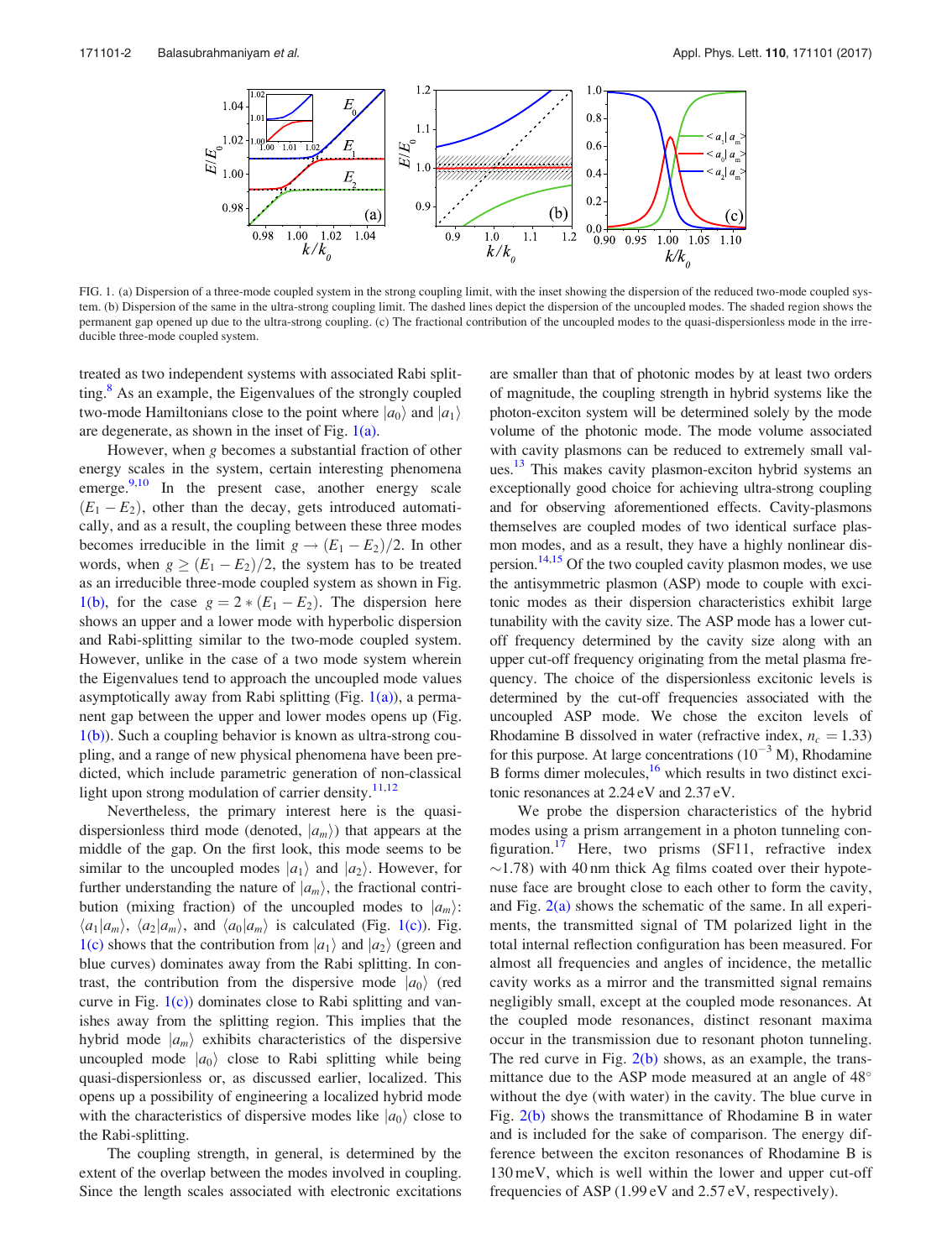FIG. 1. (a) Dispersion of a three-mode coupled system in the strong coupling limit, with the inset showing the dispersion of the reduced two-mode coupled system. (b) Dispersion of the same in the ultra-strong coupling limit. The dashed lines depict the dispersion of the uncoupled modes. The shaded region shows the permanent gap opened up due to the ultra-strong coupling. (c) The fractional contribution of the uncoupled modes to the quasi-dispersionless mode in the irreducible three-mode coupled system.

treated as two independent systems with associated Rabi splitting.[8] As an example, the Eigenvalues of the strongly coupled two-mode Hamiltonians close to the point where $|a_0\rangle$ and $|a_1\rangle$ are degenerate, as shown in the inset of Fig. 1(a).

However, when $g$ becomes a substantial fraction of other energy scales in the system, certain interesting phenomena emerge.[9,10] In the present case, another energy scale $(E_1 - E_2)$, other than the decay, gets introduced automatically, and as a result, the coupling between these three modes becomes irreducible in the limit $g \rightarrow (E_1 - E_2)/2$. In other words, when $g \geq (E_1 - E_2)/2$, the system has to be treated as an irreducible three-mode coupled system as shown in Fig. 1(b), for the case $g = 2 * (E_1 - E_2)$. The dispersion here shows an upper and a lower mode with hyperbolic dispersion and Rabi-splitting similar to the two-mode coupled system. However, unlike in the case of a two mode system wherein the Eigenvalues tend to approach the uncoupled mode values asymptotically away from Rabi splitting (Fig. 1(a)), a permanent gap between the upper and lower modes opens up (Fig. 1(b)). Such a coupling behavior is known as ultra-strong coupling, and a range of new physical phenomena have been predicted, which include parametric generation of non-classical light upon strong modulation of carrier density.[11,12]

Nevertheless, the primary interest here is the quasi-dispersionless third mode (denoted, $|a_m\rangle$) that appears at the middle of the gap. On the first look, this mode seems to be similar to the uncoupled modes $|a_1\rangle$ and $|a_2\rangle$. However, for further understanding the nature of $|a_m\rangle$, the fractional contribution (mixing fraction) of the uncoupled modes to $|a_m\rangle$: $\langle a_1|a_m\rangle$, $\langle a_2|a_m\rangle$, and $\langle a_0|a_m\rangle$ is calculated (Fig. 1(c)). Fig. 1(c) shows that the contribution from $|a_1\rangle$ and $|a_2\rangle$ (green and blue curves) dominates away from the Rabi splitting. In contrast, the contribution from the dispersive mode $|a_0\rangle$ (red curve in Fig. 1(c)) dominates close to Rabi splitting and vanishes away from the splitting region. This implies that the hybrid mode $|a_m\rangle$ exhibits characteristics of the dispersive uncoupled mode $|a_0\rangle$ close to Rabi splitting while being quasi-dispersionless or, as discussed earlier, localized. This opens up a possibility of engineering a localized hybrid mode with the characteristics of dispersive modes like $|a_0\rangle$ close to the Rabi-splitting.

The coupling strength, in general, is determined by the extent of the overlap between the modes involved in coupling. Since the length scales associated with electronic excitations are smaller than that of photonic modes by at least two orders of magnitude, the coupling strength in hybrid systems like the photon-exciton system will be determined solely by the mode volume of the photonic mode. The mode volume associated with cavity plasmons can be reduced to extremely small values.[13] This makes cavity plasmon-exciton hybrid systems an exceptionally good choice for achieving ultra-strong coupling and for observing aforementioned effects. Cavity-plasmons themselves are coupled modes of two identical surface plasmon modes, and as a result, they have a highly nonlinear dispersion.[14,15] Of the two coupled cavity plasmon modes, we use the antisymmetric plasmon (ASP) mode to couple with excitonic modes as their dispersion characteristics exhibit large tunability with the cavity size. The ASP mode has a lower cut-off frequency determined by the cavity size along with an upper cut-off frequency originating from the metal plasma frequency. The choice of the dispersionless excitonic levels is determined by the cut-off frequencies associated with the uncoupled ASP mode. We chose the exciton levels of Rhodamine B dissolved in water (refractive index, $n_c = 1.33$) for this purpose. At large concentrations ($10^{-3}$ M), Rhodamine B forms dimer molecules,[16] which results in two distinct excitonic resonances at 2.24 eV and 2.37 eV.

We probe the dispersion characteristics of the hybrid modes using a prism arrangement in a photon tunneling configuration.[17] Here, two prisms (SF11, refractive index ~1.78) with 40 nm thick Ag films coated over their hypotenuse face are brought close to each other to form the cavity, and Fig. 2(a) shows the schematic of the same. In all experiments, the transmitted signal of TM polarized light in the total internal reflection configuration has been measured. For almost all frequencies and angles of incidence, the metallic cavity works as a mirror and the transmitted signal remains negligibly small, except at the coupled mode resonances. At the coupled mode resonances, distinct resonant maxima occur in the transmission due to resonant photon tunneling. The red curve in Fig. 2(b) shows, as an example, the transmittance due to the ASP mode measured at an angle of 48° without the dye (with water) in the cavity. The blue curve in Fig. 2(b) shows the transmittance of Rhodamine B in water and is included for the sake of comparison. The energy difference between the exciton resonances of Rhodamine B is 130 meV, which is well within the lower and upper cut-off frequencies of ASP (1.99 eV and 2.57 eV, respectively).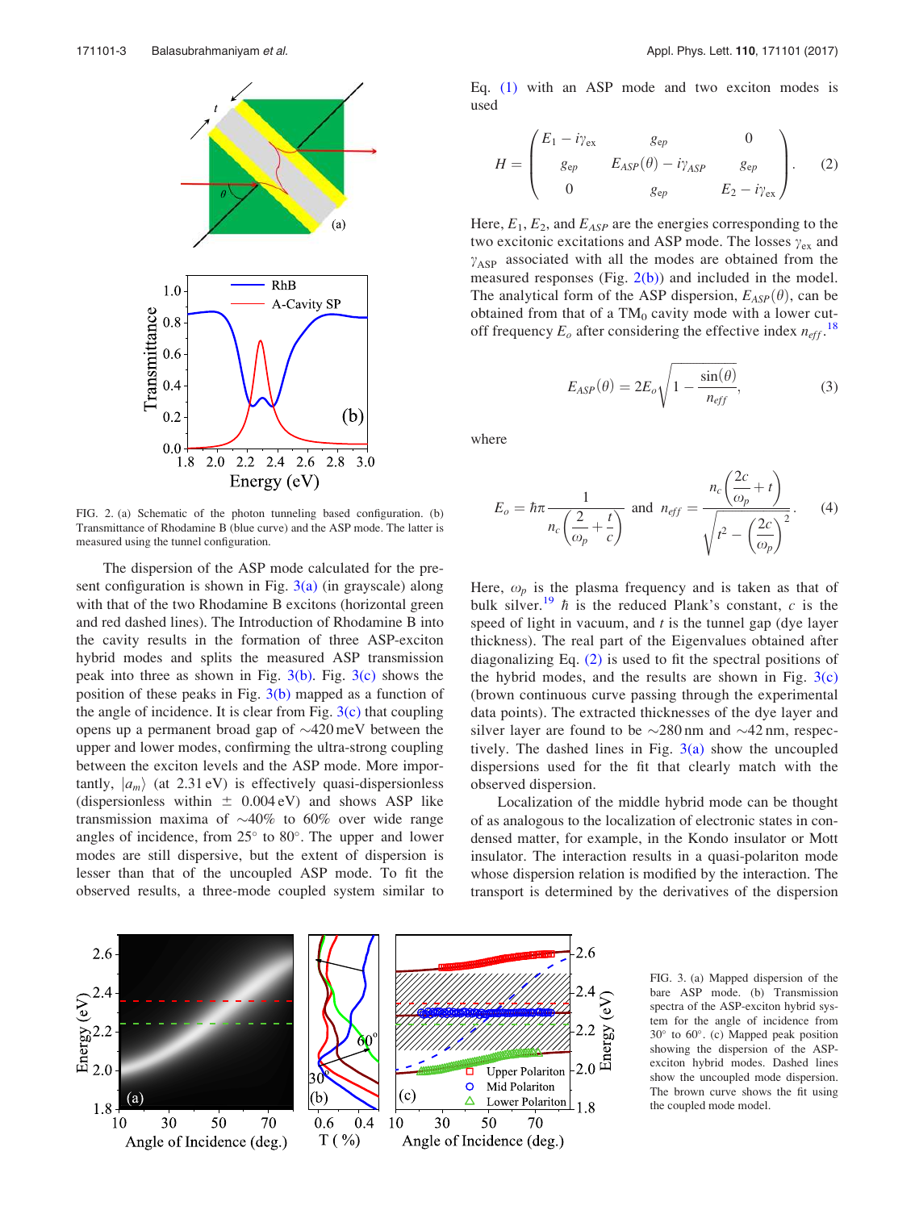FIG. 2. (a) Schematic of the photon tunneling based configuration. (b) Transmittance of Rhodamine B (blue curve) and the ASP mode. The latter is measured using the tunnel configuration.

The dispersion of the ASP mode calculated for the present configuration is shown in Fig. 3(a) (in grayscale) along with that of the two Rhodamine B excitons (horizontal green and red dashed lines). The Introduction of Rhodamine B into the cavity results in the formation of three ASP-exciton hybrid modes and splits the measured ASP transmission peak into three as shown in Fig. 3(b). Fig. 3(c) shows the position of these peaks in Fig. 3(b) mapped as a function of the angle of incidence. It is clear from Fig. 3(c) that coupling opens up a permanent broad gap of ~420 meV between the upper and lower modes, confirming the ultra-strong coupling between the exciton levels and the ASP mode. More importantly, $|a_m\rangle$ (at 2.31 eV) is effectively quasi-dispersionless (dispersionless within ± 0.004 eV) and shows ASP like transmission maxima of ~40% to 60% over wide range angles of incidence, from 25° to 80°. The upper and lower modes are still dispersive, but the extent of dispersion is lesser than that of the uncoupled ASP mode. To fit the observed results, a three-mode coupled system similar to Eq. (1) with an ASP mode and two exciton modes is used

$$H = \begin{pmatrix} E_1 - i\gamma_{ex} & g_{ep} & 0 \\ g_{ep} & E_{ASP}(\theta) - i\gamma_{ASP} & g_{ep} \\ 0 & g_{ep} & E_2 - i\gamma_{ex} \end{pmatrix}. \quad (2)$$

Here, $E_1$, $E_2$, and $E_{ASP}$ are the energies corresponding to the two excitonic excitations and ASP mode. The losses $\gamma_{ex}$ and $\gamma_{ASP}$ associated with all the modes are obtained from the measured responses (Fig. 2(b)) and included in the model. The analytical form of the ASP dispersion, $E_{ASP}(\theta)$, can be obtained from that of a $TM_0$ cavity mode with a lower cut-off frequency $E_o$ after considering the effective index $n_{eff}$.[18]

$$E_{ASP}(\theta) = 2E_o\sqrt{1 - \frac{\sin(\theta)}{n_{eff}}}, \quad (3)$$

where

$$E_o = \hbar\pi \frac{1}{n_c\left(\dfrac{2}{\omega_p} + \dfrac{t}{c}\right)} \quad \text{and} \quad n_{eff} = \frac{n_c\left(\dfrac{2c}{\omega_p} + t\right)}{\sqrt{t^2 - \left(\dfrac{2c}{\omega_p}\right)^2}}. \quad (4)$$

Here, $\omega_p$ is the plasma frequency and is taken as that of bulk silver.[19] $\hbar$ is the reduced Plank's constant, $c$ is the speed of light in vacuum, and $t$ is the tunnel gap (dye layer thickness). The real part of the Eigenvalues obtained after diagonalizing Eq. (2) is used to fit the spectral positions of the hybrid modes, and the results are shown in Fig. 3(c) (brown continuous curve passing through the experimental data points). The extracted thicknesses of the dye layer and silver layer are found to be ~280 nm and ~42 nm, respectively. The dashed lines in Fig. 3(a) show the uncoupled dispersions used for the fit that clearly match with the observed dispersion.

Localization of the middle hybrid mode can be thought of as analogous to the localization of electronic states in condensed matter, for example, in the Kondo insulator or Mott insulator. The interaction results in a quasi-polariton mode whose dispersion relation is modified by the interaction. The transport is determined by the derivatives of the dispersion

FIG. 3. (a) Mapped dispersion of the bare ASP mode. (b) Transmission spectra of the ASP-exciton hybrid system for the angle of incidence from 30° to 60°. (c) Mapped peak position showing the dispersion of the ASP-exciton hybrid modes. Dashed lines show the uncoupled mode dispersion. The brown curve shows the fit using the coupled mode model.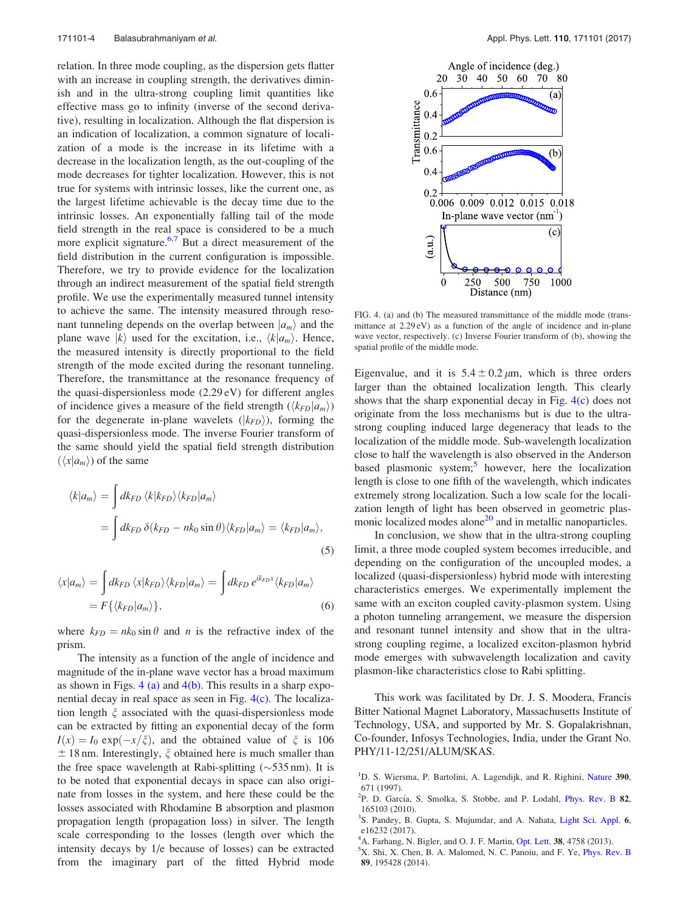relation. In three mode coupling, as the dispersion gets flatter with an increase in coupling strength, the derivatives diminish and in the ultra-strong coupling limit quantities like effective mass go to infinity (inverse of the second derivative), resulting in localization. Although the flat dispersion is an indication of localization, a common signature of localization of a mode is the increase in its lifetime with a decrease in the localization length, as the out-coupling of the mode decreases for tighter localization. However, this is not true for systems with intrinsic losses, like the current one, as the largest lifetime achievable is the decay time due to the intrinsic losses. An exponentially falling tail of the mode field strength in the real space is considered to be a much more explicit signature.[6,7] But a direct measurement of the field distribution in the current configuration is impossible. Therefore, we try to provide evidence for the localization through an indirect measurement of the spatial field strength profile. We use the experimentally measured tunnel intensity to achieve the same. The intensity measured through resonant tunneling depends on the overlap between $|a_m\rangle$ and the plane wave $|k\rangle$ used for the excitation, i.e., $\langle k|a_m\rangle$. Hence, the measured intensity is directly proportional to the field strength of the mode excited during the resonant tunneling. Therefore, the transmittance at the resonance frequency of the quasi-dispersionless mode (2.29 eV) for different angles of incidence gives a measure of the field strength ($\langle k_{FD}|a_m\rangle$) for the degenerate in-plane wavelets ($|k_{FD}\rangle$), forming the quasi-dispersionless mode. The inverse Fourier transform of the same should yield the spatial field strength distribution ($\langle x|a_m\rangle$) of the same

$$\langle k|a_m\rangle = \int dk_{FD}\, \langle k|k_{FD}\rangle\langle k_{FD}|a_m\rangle$$
$$= \int dk_{FD}\, \delta(k_{FD} - nk_0 \sin\theta)\langle k_{FD}|a_m\rangle = \langle k_{FD}|a_m\rangle, \tag{5}$$

$$\langle x|a_m\rangle = \int dk_{FD}\, \langle x|k_{FD}\rangle\langle k_{FD}|a_m\rangle = \int dk_{FD}\, e^{ik_{FD}x}\langle k_{FD}|a_m\rangle$$
$$= F\{\langle k_{FD}|a_m\rangle\}, \tag{6}$$

where $k_{FD} = nk_0 \sin\theta$ and $n$ is the refractive index of the prism.

The intensity as a function of the angle of incidence and magnitude of the in-plane wave vector has a broad maximum as shown in Figs. 4 (a) and 4(b). This results in a sharp exponential decay in real space as seen in Fig. 4(c). The localization length $\xi$ associated with the quasi-dispersionless mode can be extracted by fitting an exponential decay of the form $I(x) = I_0 \exp(-x/\xi)$, and the obtained value of $\xi$ is 106 $\pm$ 18 nm. Interestingly, $\xi$ obtained here is much smaller than the free space wavelength at Rabi-splitting (∼535 nm). It is to be noted that exponential decays in space can also originate from losses in the system, and here these could be the losses associated with Rhodamine B absorption and plasmon propagation length (propagation loss) in silver. The length scale corresponding to the losses (length over which the intensity decays by 1/e because of losses) can be extracted from the imaginary part of the fitted Hybrid mode Eigenvalue, and it is $5.4 \pm 0.2\,\mu$m, which is three orders larger than the obtained localization length. This clearly shows that the sharp exponential decay in Fig. 4(c) does not originate from the loss mechanisms but is due to the ultra-strong coupling induced large degeneracy that leads to the localization of the middle mode. Sub-wavelength localization close to half the wavelength is also observed in the Anderson based plasmonic system;[5] however, here the localization length is close to one fifth of the wavelength, which indicates extremely strong localization. Such a low scale for the localization length of light has been observed in geometric plasmonic localized modes alone[20] and in metallic nanoparticles.

FIG. 4. (a) and (b) The measured transmittance of the middle mode (transmittance at 2.29 eV) as a function of the angle of incidence and in-plane wave vector, respectively. (c) Inverse Fourier transform of (b), showing the spatial profile of the middle mode.

In conclusion, we show that in the ultra-strong coupling limit, a three mode coupled system becomes irreducible, and depending on the configuration of the uncoupled modes, a localized (quasi-dispersionless) hybrid mode with interesting characteristics emerges. We experimentally implement the same with an exciton coupled cavity-plasmon system. Using a photon tunneling arrangement, we measure the dispersion and resonant tunnel intensity and show that in the ultra-strong coupling regime, a localized exciton-plasmon hybrid mode emerges with subwavelength localization and cavity plasmon-like characteristics close to Rabi splitting.

This work was facilitated by Dr. J. S. Moodera, Francis Bitter National Magnet Laboratory, Massachusetts Institute of Technology, USA, and supported by Mr. S. Gopalakrishnan, Co-founder, Infosys Technologies, India, under the Grant No. PHY/11-12/251/ALUM/SKAS.

[1]D. S. Wiersma, P. Bartolini, A. Lagendijk, and R. Righini, Nature 390, 671 (1997).
[2]P. D. García, S. Smolka, S. Stobbe, and P. Lodahl, Phys. Rev. B 82, 165103 (2010).
[3]S. Pandey, B. Gupta, S. Mujumdar, and A. Nahata, Light Sci. Appl. 6, e16232 (2017).
[4]A. Farhang, N. Bigler, and O. J. F. Martin, Opt. Lett. 38, 4758 (2013).
[5]X. Shi, X. Chen, B. A. Malomed, N. C. Panoiu, and F. Ye, Phys. Rev. B 89, 195428 (2014).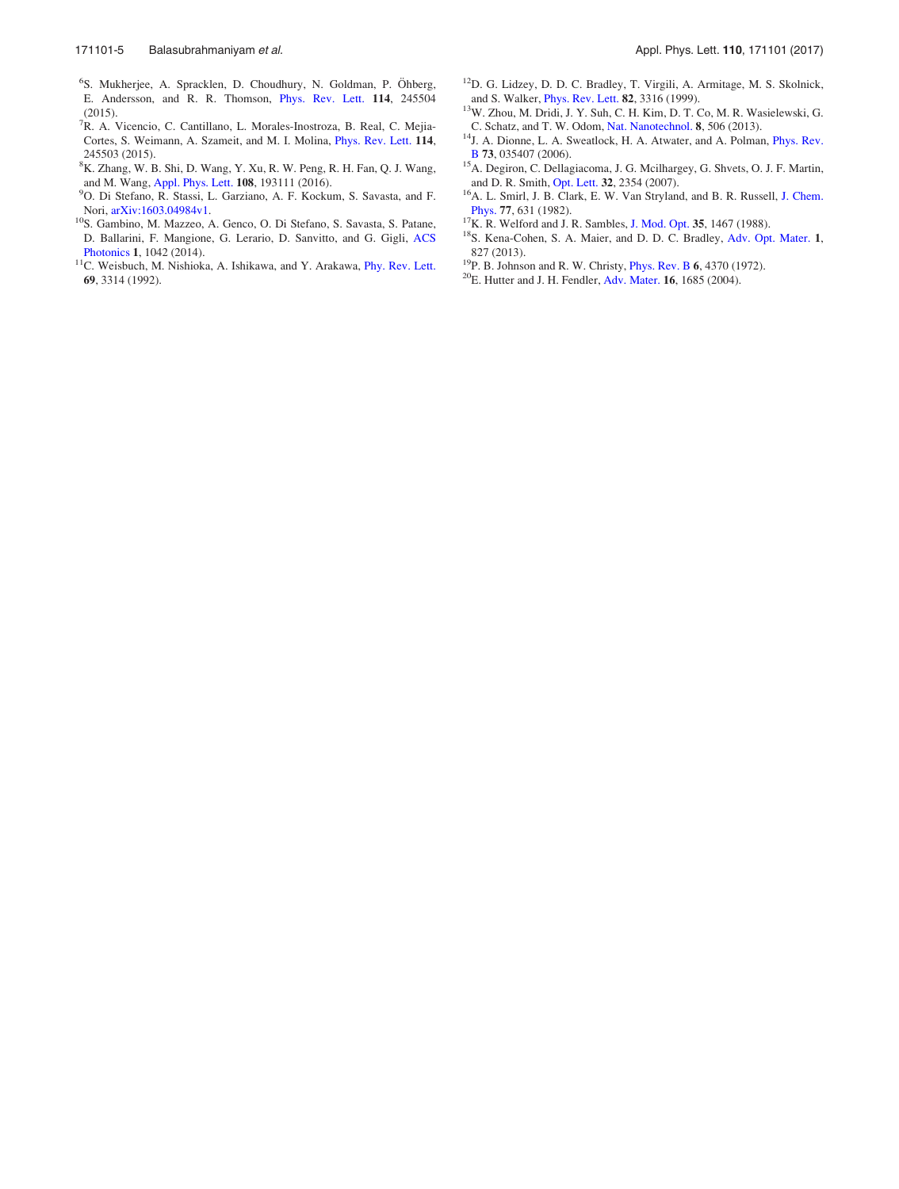[6] S. Mukherjee, A. Spracklen, D. Choudhury, N. Goldman, P. Öhberg, E. Andersson, and R. R. Thomson, Phys. Rev. Lett. **114**, 245504 (2015).

[7] R. A. Vicencio, C. Cantillano, L. Morales-Inostroza, B. Real, C. Mejia-Cortes, S. Weimann, A. Szameit, and M. I. Molina, Phys. Rev. Lett. **114**, 245503 (2015).

[8] K. Zhang, W. B. Shi, D. Wang, Y. Xu, R. W. Peng, R. H. Fan, Q. J. Wang, and M. Wang, Appl. Phys. Lett. **108**, 193111 (2016).

[9] O. Di Stefano, R. Stassi, L. Garziano, A. F. Kockum, S. Savasta, and F. Nori, arXiv:1603.04984v1.

[10] S. Gambino, M. Mazzeo, A. Genco, O. Di Stefano, S. Savasta, S. Patane, D. Ballarini, F. Mangione, G. Lerario, D. Sanvitto, and G. Gigli, ACS Photonics **1**, 1042 (2014).

[11] C. Weisbuch, M. Nishioka, A. Ishikawa, and Y. Arakawa, Phy. Rev. Lett. **69**, 3314 (1992).

[12] D. G. Lidzey, D. D. C. Bradley, T. Virgili, A. Armitage, M. S. Skolnick, and S. Walker, Phys. Rev. Lett. **82**, 3316 (1999).

[13] W. Zhou, M. Dridi, J. Y. Suh, C. H. Kim, D. T. Co, M. R. Wasielewski, G. C. Schatz, and T. W. Odom, Nat. Nanotechnol. **8**, 506 (2013).

[14] J. A. Dionne, L. A. Sweatlock, H. A. Atwater, and A. Polman, Phys. Rev. B **73**, 035407 (2006).

[15] A. Degiron, C. Dellagiacoma, J. G. Mcilhargey, G. Shvets, O. J. F. Martin, and D. R. Smith, Opt. Lett. **32**, 2354 (2007).

[16] A. L. Smirl, J. B. Clark, E. W. Van Stryland, and B. R. Russell, J. Chem. Phys. **77**, 631 (1982).

[17] K. R. Welford and J. R. Sambles, J. Mod. Opt. **35**, 1467 (1988).

[18] S. Kena-Cohen, S. A. Maier, and D. D. C. Bradley, Adv. Opt. Mater. **1**, 827 (2013).

[19] P. B. Johnson and R. W. Christy, Phys. Rev. B **6**, 4370 (1972).

[20] E. Hutter and J. H. Fendler, Adv. Mater. **16**, 1685 (2004).